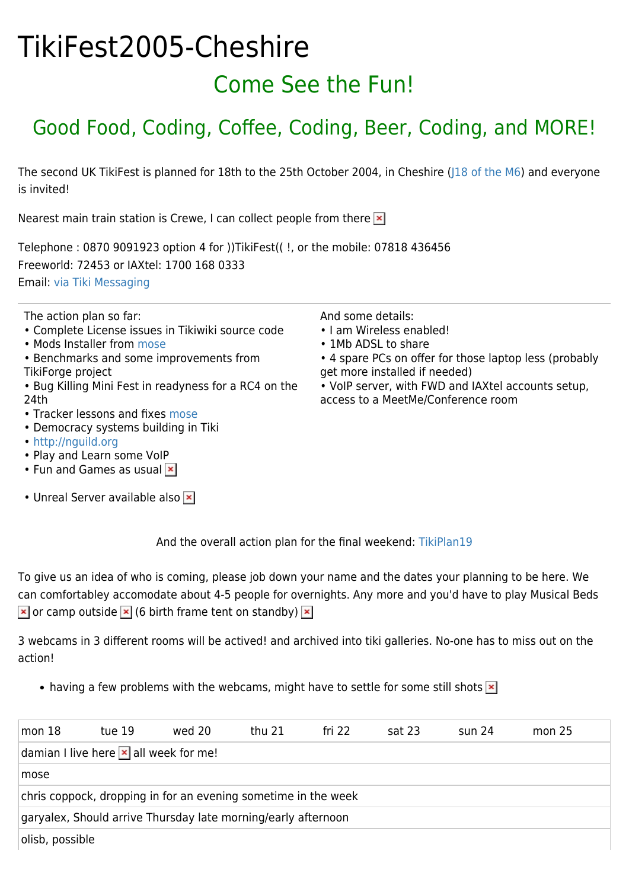# TikiFest2005-Cheshire

## Come See the Fun!

## Good Food, Coding, Coffee, Coding, Beer, Coding, and MORE!

The second UK TikiFest is planned for 18th to the 25th October 2004, in Cheshire (J18 of the M6) and everyone is invited!

Nearest main train station is Crewe, I can collect people from there

Telephone : 0870 9091923 option 4 for ))TikiFest(( !, or the mobile: 07818 436456
Freeworld: 72453 or IAXtel: 1700 168 0333
Email: via Tiki Messaging

---

The action plan so far:
- Complete License issues in Tikiwiki source code
- Mods Installer from mose
- Benchmarks and some improvements from TikiForge project
- Bug Killing Mini Fest in readyness for a RC4 on the 24th
- Tracker lessons and fixes mose
- Democracy systems building in Tiki
- http://nguild.org
- Play and Learn some VoIP
- Fun and Games as usual

- Unreal Server available also

And some details:
- I am Wireless enabled!
- 1Mb ADSL to share
- 4 spare PCs on offer for those laptop less (probably get more installed if needed)
- VoIP server, with FWD and IAXtel accounts setup, access to a MeetMe/Conference room

And the overall action plan for the final weekend: TikiPlan19

To give us an idea of who is coming, please job down your name and the dates your planning to be here. We can comfortabley accomodate about 4-5 people for overnights. Any more and you'd have to play Musical Beds or camp outside (6 birth frame tent on standby)

3 webcams in 3 different rooms will be actived! and archived into tiki galleries. No-one has to miss out on the action!

- having a few problems with the webcams, might have to settle for some still shots

| mon 18 | tue 19 | wed 20 | thu 21 | fri 22 | sat 23 | sun 24 | mon 25 |
|---|---|---|---|---|---|---|---|
| damian I live here all week for me! | | | | | | | |
| mose | | | | | | | |
| chris coppock, dropping in for an evening sometime in the week | | | | | | | |
| garyalex, Should arrive Thursday late morning/early afternoon | | | | | | | |
| olisb, possible | | | | | | | |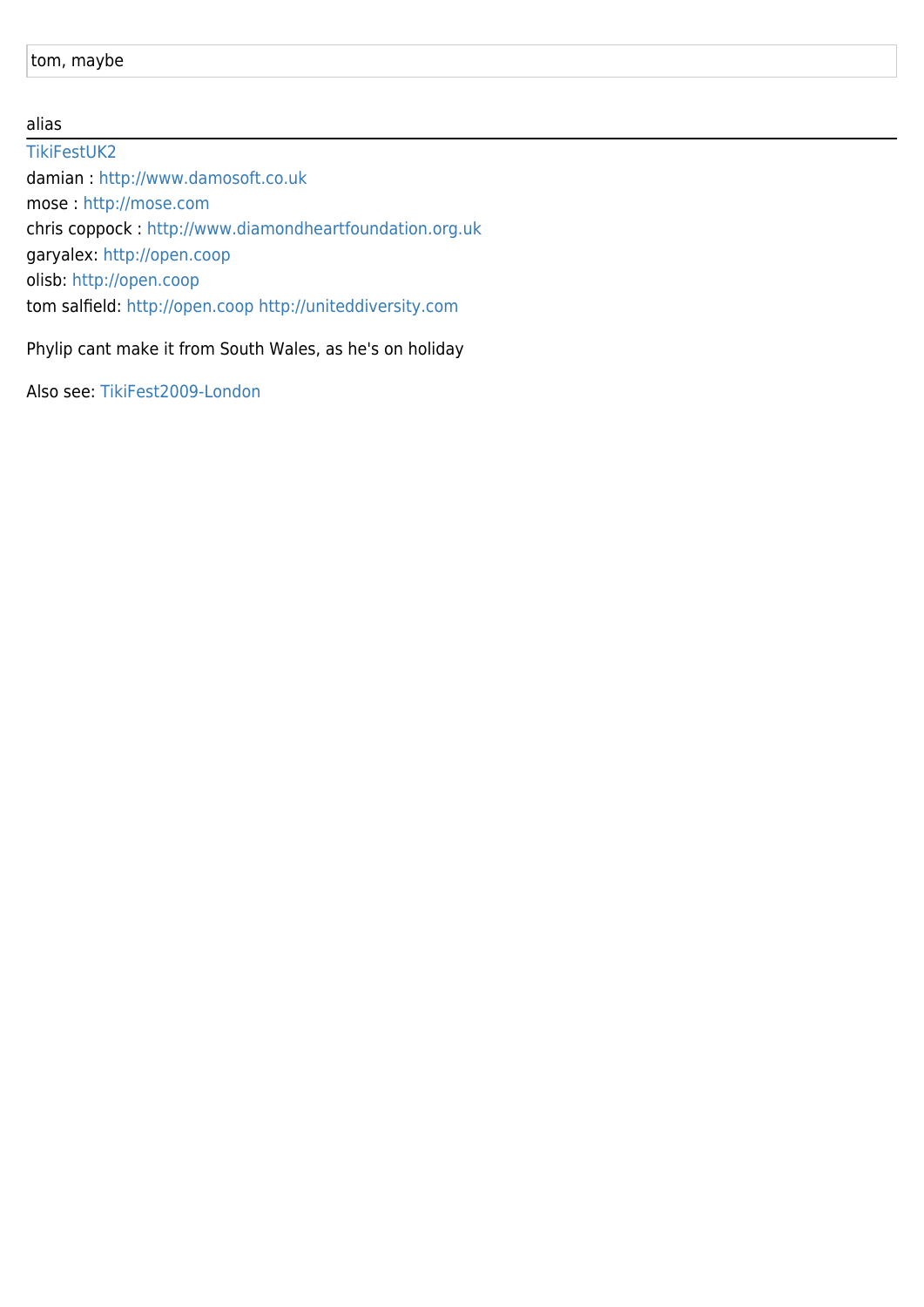tom, maybe

alias

---

TikiFestUK2

damian : http://www.damosoft.co.uk
mose : http://mose.com
chris coppock : http://www.diamondheartfoundation.org.uk
garyalex: http://open.coop
olisb: http://open.coop
tom salfield: http://open.coop http://uniteddiversity.com

Phylip cant make it from South Wales, as he's on holiday

Also see: TikiFest2009-London